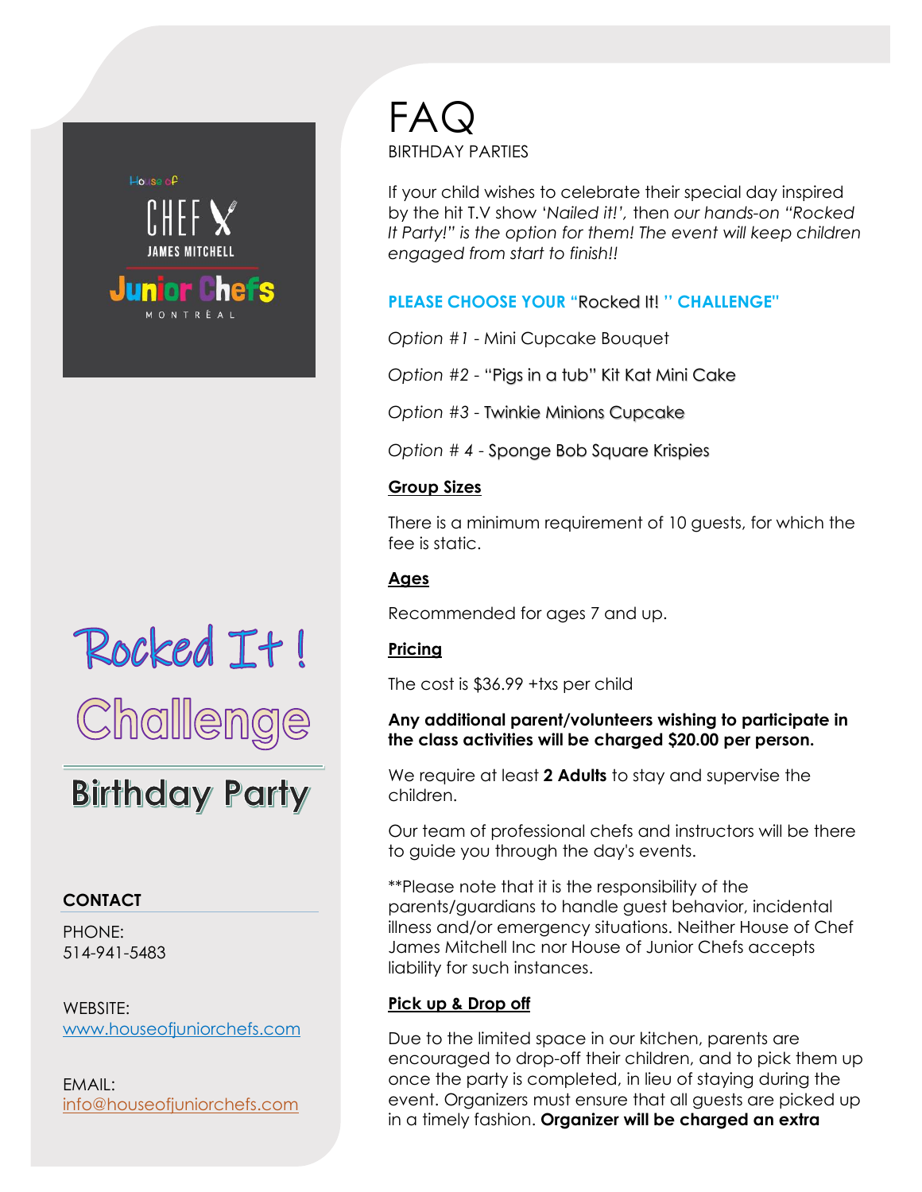House of CHEF JAMES MITCHELL

Junior Chefs

MONTRÉAL

# Rocked It ! Challenge

## Birthday Party

**CONTACT**

PHONE:
514-941-5483

WEBSITE:
www.houseofjuniorchefs.com

EMAIL:
info@houseofjuniorchefs.com

# FAQ

BIRTHDAY PARTIES

If your child wishes to celebrate their special day inspired by the hit T.V show *'Nailed it!',* then *our hands-on "Rocked It Party!" is the option for them! The event will keep children engaged from start to finish!!*

**PLEASE CHOOSE YOUR "Rocked It! " CHALLENGE"**

*Option #1* - Mini Cupcake Bouquet

*Option #2* - "Pigs in a tub" Kit Kat Mini Cake

*Option #3* - Twinkie Minions Cupcake

*Option # 4* - Sponge Bob Square Krispies

**Group Sizes**

There is a minimum requirement of 10 guests, for which the fee is static.

**Ages**

Recommended for ages 7 and up.

**Pricing**

The cost is $36.99 +txs per child

**Any additional parent/volunteers wishing to participate in the class activities will be charged $20.00 per person.**

We require at least **2 Adults** to stay and supervise the children.

Our team of professional chefs and instructors will be there to guide you through the day's events.

**Please note that it is the responsibility of the parents/guardians to handle guest behavior, incidental illness and/or emergency situations. Neither House of Chef James Mitchell Inc nor House of Junior Chefs accepts liability for such instances.

**Pick up & Drop off**

Due to the limited space in our kitchen, parents are encouraged to drop-off their children, and to pick them up once the party is completed, in lieu of staying during the event. Organizers must ensure that all guests are picked up in a timely fashion. **Organizer will be charged an extra**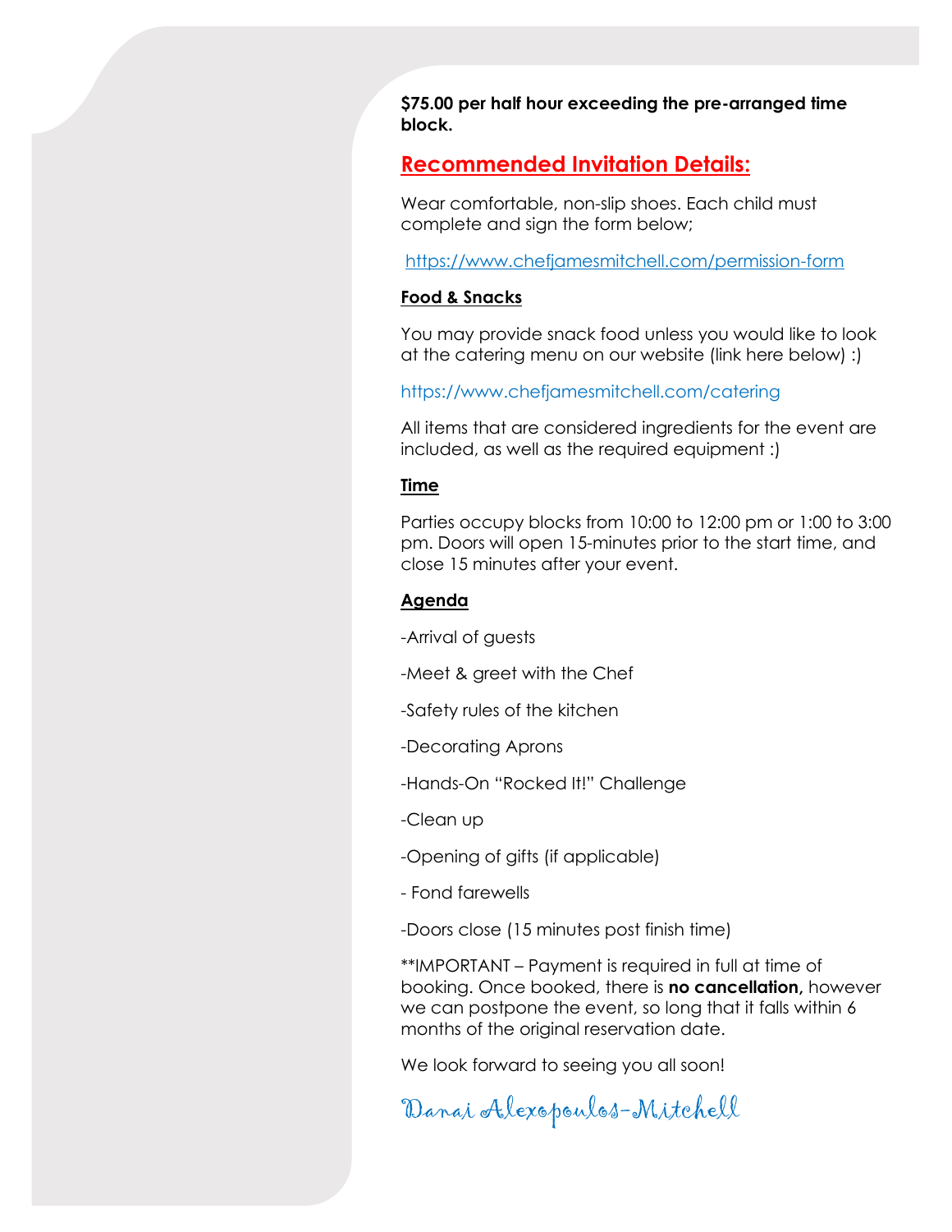**$75.00 per half hour exceeding the pre-arranged time block.**

## Recommended Invitation Details:

Wear comfortable, non-slip shoes. Each child must complete and sign the form below;

https://www.chefjamesmitchell.com/permission-form

**Food & Snacks**

You may provide snack food unless you would like to look at the catering menu on our website (link here below) :)

https://www.chefjamesmitchell.com/catering

All items that are considered ingredients for the event are included, as well as the required equipment :)

**Time**

Parties occupy blocks from 10:00 to 12:00 pm or 1:00 to 3:00 pm. Doors will open 15-minutes prior to the start time, and close 15 minutes after your event.

**Agenda**

-Arrival of guests

-Meet & greet with the Chef

-Safety rules of the kitchen

-Decorating Aprons

-Hands-On "Rocked It!" Challenge

-Clean up

-Opening of gifts (if applicable)

- Fond farewells

-Doors close (15 minutes post finish time)

**IMPORTANT – Payment is required in full at time of booking. Once booked, there is **no cancellation,** however we can postpone the event, so long that it falls within 6 months of the original reservation date.

We look forward to seeing you all soon!

Danai Alexopoulos-Mitchell